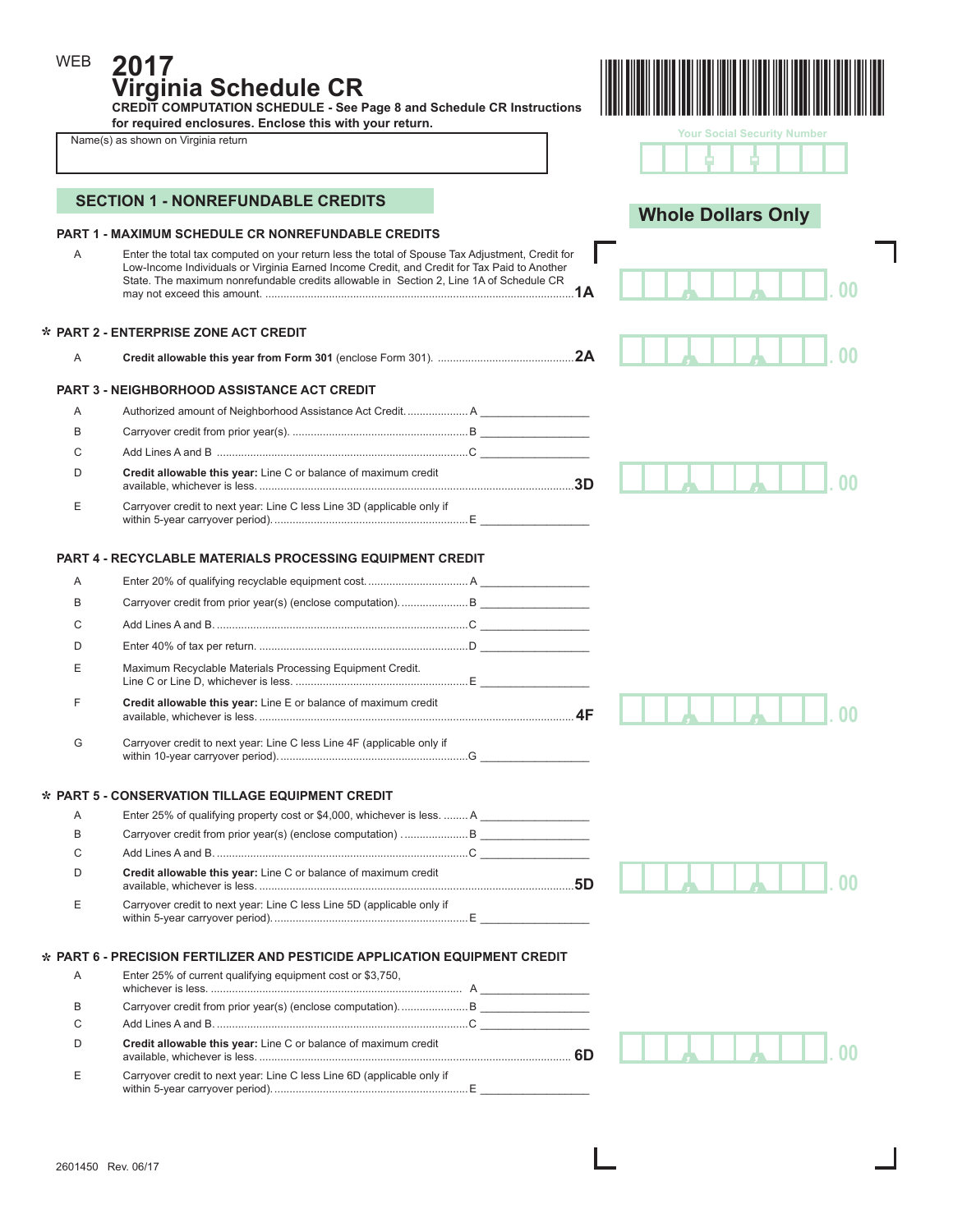WEB **2017**

# Virginia Schedule CR

**CREDIT COMPUTATION SCHEDULE - See Page 8 and Schedule CR Instructions for required enclosures. Enclose this with your return.**

Name(s) as shown on Virginia return

Your Social Security Number

## SECTION 1 - NONREFUNDABLE CREDITS

**Whole Dollars Only**

### PART 1 - MAXIMUM SCHEDULE CR NONREFUNDABLE CREDITS

A — Enter the total tax computed on your return less the total of Spouse Tax Adjustment, Credit for Low-Income Individuals or Virginia Earned Income Credit, and Credit for Tax Paid to Another State. The maximum nonrefundable credits allowable in Section 2, Line 1A of Schedule CR may not exceed this amount. .......... **1A** ______ .00

### * PART 2 - ENTERPRISE ZONE ACT CREDIT

A — **Credit allowable this year from Form 301** (enclose Form 301). .......... **2A** ______ .00

### PART 3 - NEIGHBORHOOD ASSISTANCE ACT CREDIT

A — Authorized amount of Neighborhood Assistance Act Credit. .......... A ______

B — Carryover credit from prior year(s). .......... B ______

C — Add Lines A and B .......... C ______

D — **Credit allowable this year:** Line C or balance of maximum credit available, whichever is less. .......... **3D** ______ .00

E — Carryover credit to next year: Line C less Line 3D (applicable only if within 5-year carryover period). .......... E ______

### PART 4 - RECYCLABLE MATERIALS PROCESSING EQUIPMENT CREDIT

A — Enter 20% of qualifying recyclable equipment cost. .......... A ______

B — Carryover credit from prior year(s) (enclose computation). .......... B ______

C — Add Lines A and B. .......... C ______

D — Enter 40% of tax per return. .......... D ______

E — Maximum Recyclable Materials Processing Equipment Credit. Line C or Line D, whichever is less. .......... E ______

F — **Credit allowable this year:** Line E or balance of maximum credit available, whichever is less. .......... **4F** ______ .00

G — Carryover credit to next year: Line C less Line 4F (applicable only if within 10-year carryover period). .......... G ______

### * PART 5 - CONSERVATION TILLAGE EQUIPMENT CREDIT

A — Enter 25% of qualifying property cost or $4,000, whichever is less. .......... A ______

B — Carryover credit from prior year(s) (enclose computation) .......... B ______

C — Add Lines A and B. .......... C ______

D — **Credit allowable this year:** Line C or balance of maximum credit available, whichever is less. .......... **5D** ______ .00

E — Carryover credit to next year: Line C less Line 5D (applicable only if within 5-year carryover period). .......... E ______

### * PART 6 - PRECISION FERTILIZER AND PESTICIDE APPLICATION EQUIPMENT CREDIT

A — Enter 25% of current qualifying equipment cost or $3,750, whichever is less. .......... A ______

B — Carryover credit from prior year(s) (enclose computation). .......... B ______

C — Add Lines A and B. .......... C ______

D — **Credit allowable this year:** Line C or balance of maximum credit available, whichever is less. .......... **6D** ______ .00

E — Carryover credit to next year: Line C less Line 6D (applicable only if within 5-year carryover period). .......... E ______

2601450 Rev. 06/17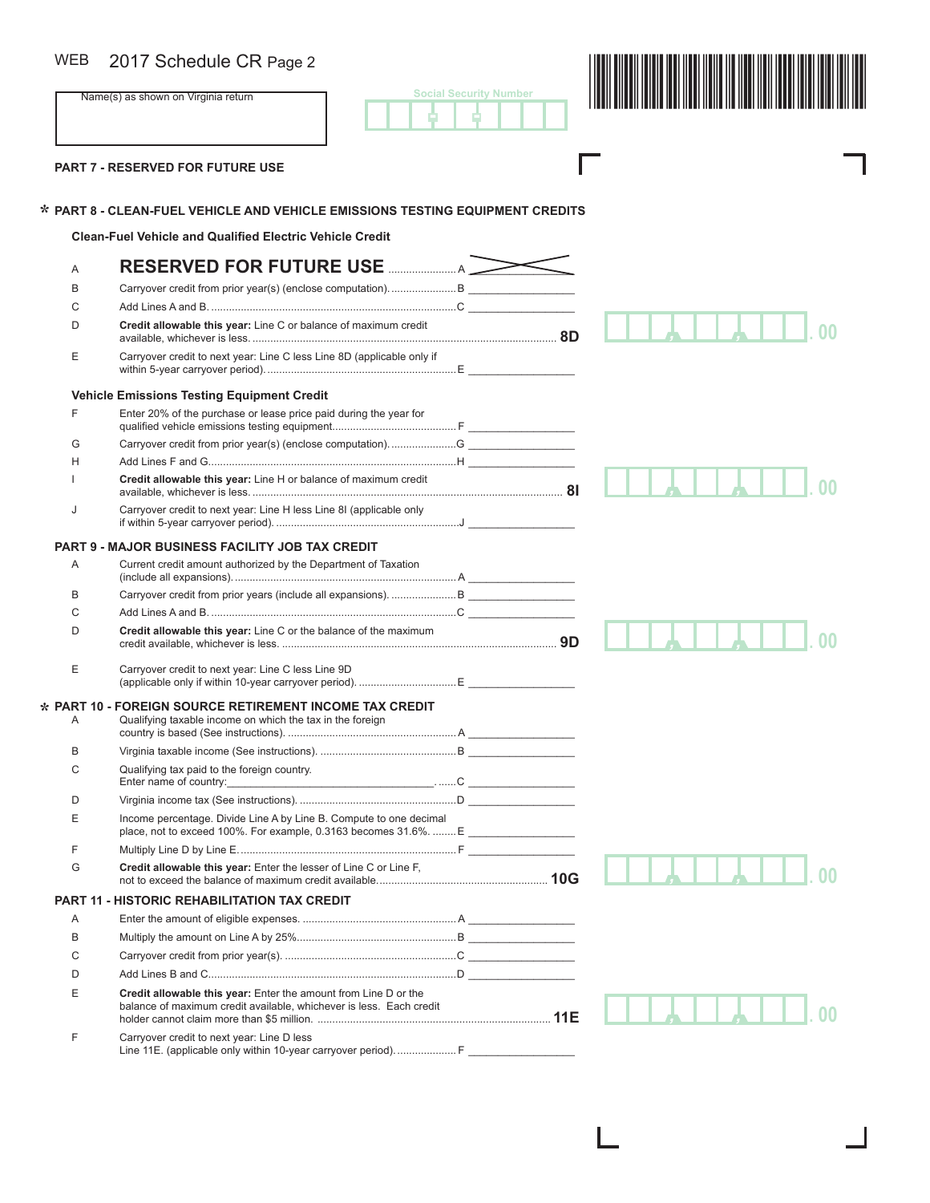WEB 2017 Schedule CR Page 2

Name(s) as shown on Virginia return

Social Security Number

**PART 7 - RESERVED FOR FUTURE USE**

**\* PART 8 - CLEAN-FUEL VEHICLE AND VEHICLE EMISSIONS TESTING EQUIPMENT CREDITS**

**Clean-Fuel Vehicle and Qualified Electric Vehicle Credit**

| | | | |
|---|---|---|---|
| A | **RESERVED FOR FUTURE USE** | A | |
| B | Carryover credit from prior year(s) (enclose computation). | B | |
| C | Add Lines A and B. | C | |
| D | **Credit allowable this year:** Line C or balance of maximum credit available, whichever is less. | **8D** | .00 |
| E | Carryover credit to next year: Line C less Line 8D (applicable only if within 5-year carryover period). | E | |

**Vehicle Emissions Testing Equipment Credit**

| | | | |
|---|---|---|---|
| F | Enter 20% of the purchase or lease price paid during the year for qualified vehicle emissions testing equipment. | F | |
| G | Carryover credit from prior year(s) (enclose computation). | G | |
| H | Add Lines F and G. | H | |
| I | **Credit allowable this year:** Line H or balance of maximum credit available, whichever is less. | **8I** | .00 |
| J | Carryover credit to next year: Line H less Line 8I (applicable only if within 5-year carryover period). | J | |

**PART 9 - MAJOR BUSINESS FACILITY JOB TAX CREDIT**

| | | | |
|---|---|---|---|
| A | Current credit amount authorized by the Department of Taxation (include all expansions). | A | |
| B | Carryover credit from prior years (include all expansions). | B | |
| C | Add Lines A and B. | C | |
| D | **Credit allowable this year:** Line C or the balance of the maximum credit available, whichever is less. | **9D** | .00 |
| E | Carryover credit to next year: Line C less Line 9D (applicable only if within 10-year carryover period). | E | |

**\* PART 10 - FOREIGN SOURCE RETIREMENT INCOME TAX CREDIT**

| | | | |
|---|---|---|---|
| A | Qualifying taxable income on which the tax in the foreign country is based (See instructions). | A | |
| B | Virginia taxable income (See instructions). | B | |
| C | Qualifying tax paid to the foreign country. Enter name of country:_______________ | C | |
| D | Virginia income tax (See instructions). | D | |
| E | Income percentage. Divide Line A by Line B. Compute to one decimal place, not to exceed 100%. For example, 0.3163 becomes 31.6%. | E | |
| F | Multiply Line D by Line E. | F | |
| G | **Credit allowable this year:** Enter the lesser of Line C or Line F, not to exceed the balance of maximum credit available. | **10G** | .00 |

**PART 11 - HISTORIC REHABILITATION TAX CREDIT**

| | | | |
|---|---|---|---|
| A | Enter the amount of eligible expenses. | A | |
| B | Multiply the amount on Line A by 25%. | B | |
| C | Carryover credit from prior year(s). | C | |
| D | Add Lines B and C. | D | |
| E | **Credit allowable this year:** Enter the amount from Line D or the balance of maximum credit available, whichever is less. Each credit holder cannot claim more than $5 million. | **11E** | .00 |
| F | Carryover credit to next year: Line D less Line 11E. (applicable only within 10-year carryover period). | F | |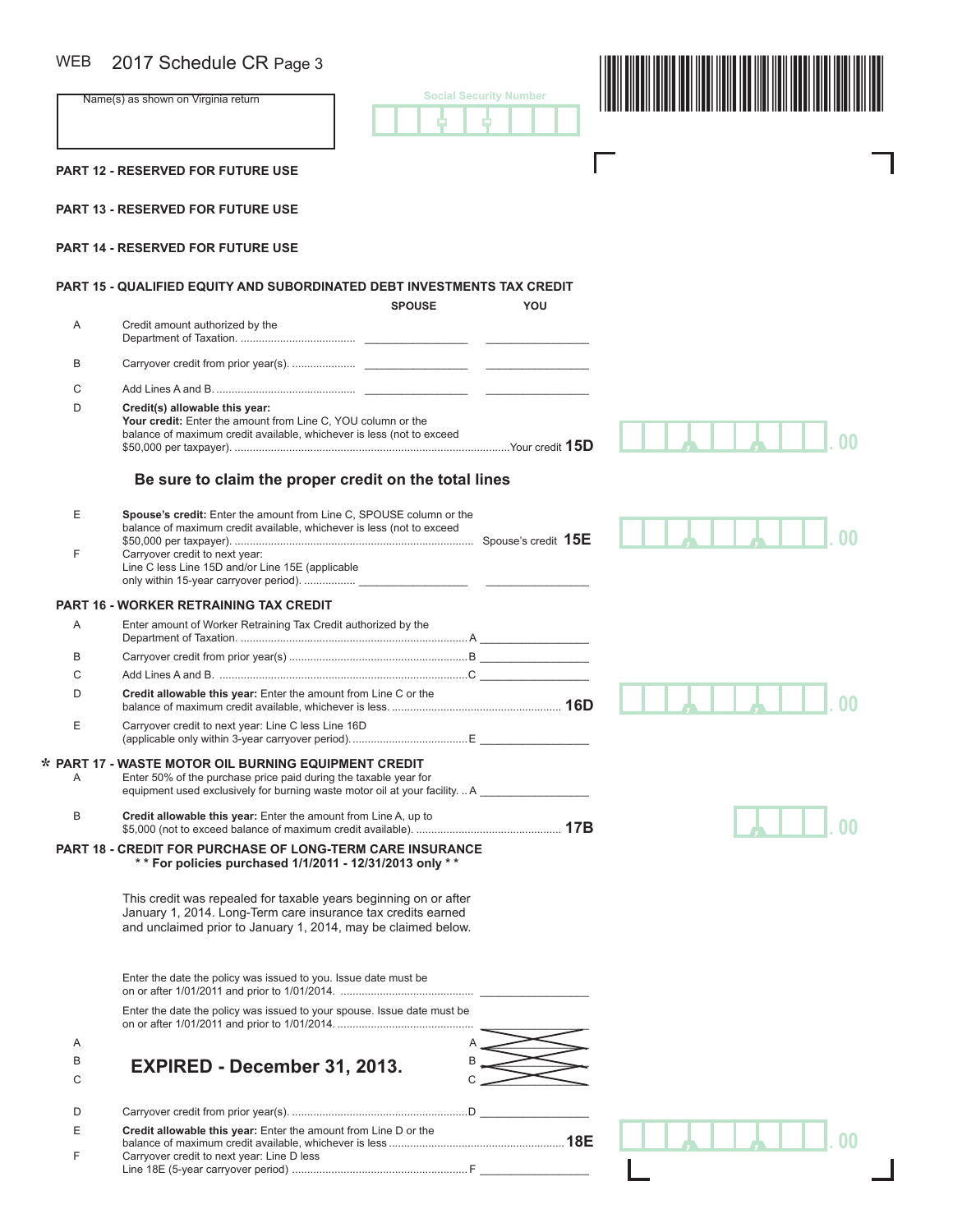WEB 2017 Schedule CR Page 3

Name(s) as shown on Virginia return

Social Security Number

**PART 12 - RESERVED FOR FUTURE USE**

**PART 13 - RESERVED FOR FUTURE USE**

**PART 14 - RESERVED FOR FUTURE USE**

**PART 15 - QUALIFIED EQUITY AND SUBORDINATED DEBT INVESTMENTS TAX CREDIT**

| | | SPOUSE | YOU |
|---|---|---|---|
| A | Credit amount authorized by the Department of Taxation. | | |
| B | Carryover credit from prior year(s). | | |
| C | Add Lines A and B. | | |

D **Credit(s) allowable this year:**
**Your credit:** Enter the amount from Line C, YOU column or the balance of maximum credit available, whichever is less (not to exceed $50,000 per taxpayer). ....................Your credit **15D** .00

**Be sure to claim the proper credit on the total lines**

E **Spouse's credit:** Enter the amount from Line C, SPOUSE column or the balance of maximum credit available, whichever is less (not to exceed $50,000 per taxpayer). .................... Spouse's credit **15E** .00

F Carryover credit to next year: Line C less Line 15D and/or Line 15E (applicable only within 15-year carryover period). ................ ______ ______

**PART 16 - WORKER RETRAINING TAX CREDIT**

A Enter amount of Worker Retraining Tax Credit authorized by the Department of Taxation. .................... A ______

B Carryover credit from prior year(s) .................... B ______

C Add Lines A and B. .................... C ______

D **Credit allowable this year:** Enter the amount from Line C or the balance of maximum credit available, whichever is less. .................... **16D** .00

E Carryover credit to next year: Line C less Line 16D (applicable only within 3-year carryover period). .................... E ______

**\* PART 17 - WASTE MOTOR OIL BURNING EQUIPMENT CREDIT**

A Enter 50% of the purchase price paid during the taxable year for equipment used exclusively for burning waste motor oil at your facility. .. A ______

B **Credit allowable this year:** Enter the amount from Line A, up to $5,000 (not to exceed balance of maximum credit available). .................... **17B** .00

**PART 18 - CREDIT FOR PURCHASE OF LONG-TERM CARE INSURANCE**
**\* \* For policies purchased 1/1/2011 - 12/31/2013 only \* \***

This credit was repealed for taxable years beginning on or after January 1, 2014. Long-Term care insurance tax credits earned and unclaimed prior to January 1, 2014, may be claimed below.

Enter the date the policy was issued to you. Issue date must be on or after 1/01/2011 and prior to 1/01/2014. .................... ______

Enter the date the policy was issued to your spouse. Issue date must be on or after 1/01/2011 and prior to 1/01/2014. .................... ______

A
B **EXPIRED - December 31, 2013.** A B C
C

D Carryover credit from prior year(s). .................... D ______

E **Credit allowable this year:** Enter the amount from Line D or the balance of maximum credit available, whichever is less .................... **18E** .00

F Carryover credit to next year: Line D less Line 18E (5-year carryover period) .................... F ______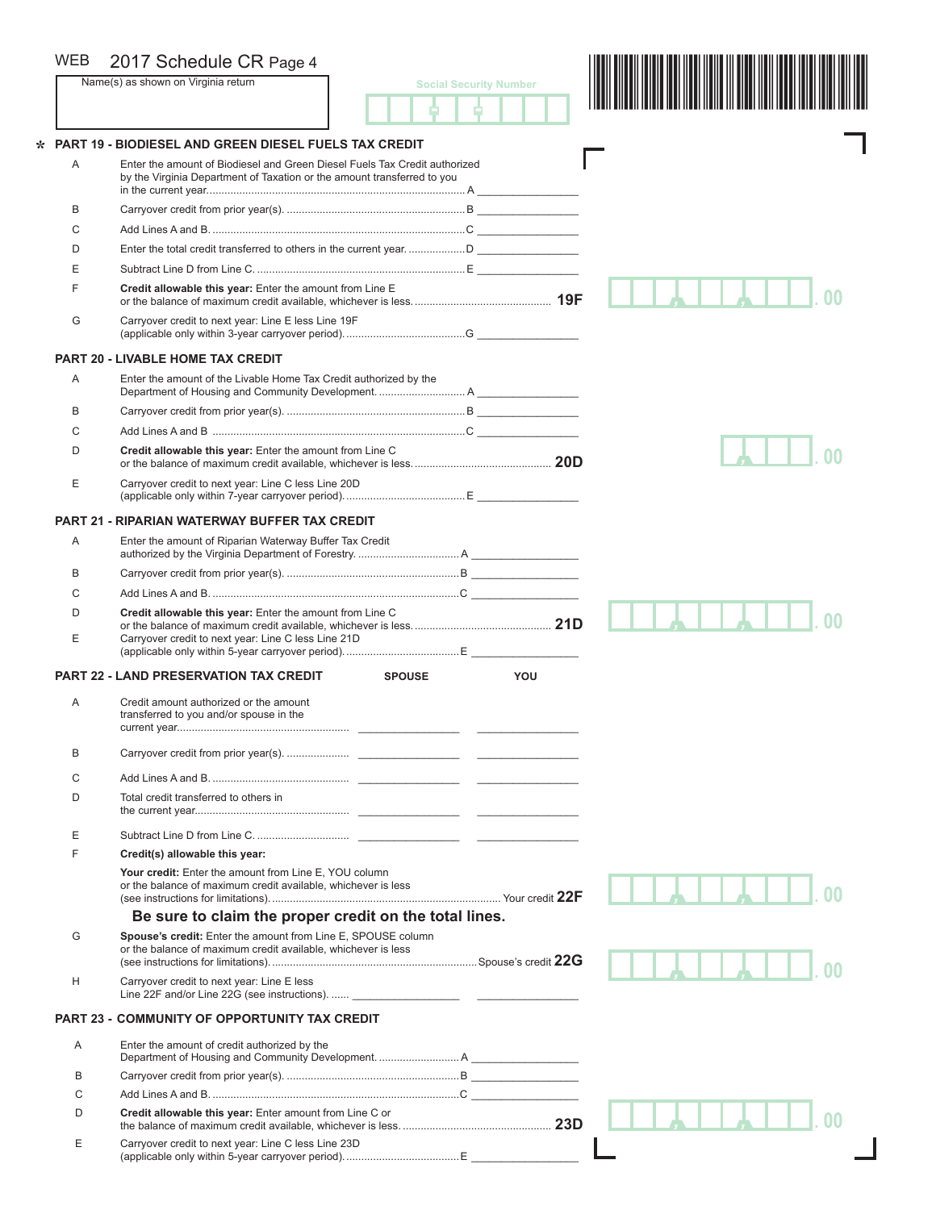WEB 2017 Schedule CR Page 4

Name(s) as shown on Virginia return

Social Security Number

## * PART 19 - BIODIESEL AND GREEN DIESEL FUELS TAX CREDIT

A Enter the amount of Biodiesel and Green Diesel Fuels Tax Credit authorized by the Virginia Department of Taxation or the amount transferred to you in the current year....................................................................................... A _______________

B Carryover credit from prior year(s). ........................................................... B _______________

C Add Lines A and B. ..................................................................................... C _______________

D Enter the total credit transferred to others in the current year. .................. D _______________

E Subtract Line D from Line C. ..................................................................... E _______________

F **Credit allowable this year:** Enter the amount from Line E or the balance of maximum credit available, whichever is less. ............................................. **19F** .00

G Carryover credit to next year: Line E less Line 19F (applicable only within 3-year carryover period). ........................................ G _______________

## PART 20 - LIVABLE HOME TAX CREDIT

A Enter the amount of the Livable Home Tax Credit authorized by the Department of Housing and Community Development. ............................ A _______________

B Carryover credit from prior year(s). ........................................................... B _______________

C Add Lines A and B ..................................................................................... C _______________

D **Credit allowable this year:** Enter the amount from Line C or the balance of maximum credit available, whichever is less. ............................................. **20D** .00

E Carryover credit to next year: Line C less Line 20D (applicable only within 7-year carryover period). ........................................ E _______________

## PART 21 - RIPARIAN WATERWAY BUFFER TAX CREDIT

A Enter the amount of Riparian Waterway Buffer Tax Credit authorized by the Virginia Department of Forestry. ................................. A _______________

B Carryover credit from prior year(s). ......................................................... B _______________

C Add Lines A and B. .................................................................................. C _______________

D **Credit allowable this year:** Enter the amount from Line C or the balance of maximum credit available, whichever is less. ............................................. **21D** .00

E Carryover credit to next year: Line C less Line 21D (applicable only within 5-year carryover period). ...................................... E _______________

## PART 22 - LAND PRESERVATION TAX CREDIT

| | | SPOUSE | YOU |
|---|---|---|---|
| A | Credit amount authorized or the amount transferred to you and/or spouse in the current year.......................................................... | _______________ | _______________ |
| B | Carryover credit from prior year(s). .................... | _______________ | _______________ |
| C | Add Lines A and B. ............................................. | _______________ | _______________ |
| D | Total credit transferred to others in the current year.................................................... | _______________ | _______________ |
| E | Subtract Line D from Line C. ............................... | _______________ | _______________ |

F **Credit(s) allowable this year:**

**Your credit:** Enter the amount from Line E, YOU column or the balance of maximum credit available, whichever is less (see instructions for limitations). ............................................................................ Your credit **22F** .00

**Be sure to claim the proper credit on the total lines.**

G **Spouse's credit:** Enter the amount from Line E, SPOUSE column or the balance of maximum credit available, whichever is less (see instructions for limitations). ................................................................... Spouse's credit **22G** .00

H Carryover credit to next year: Line E less Line 22F and/or Line 22G (see instructions). ...... _______________ _______________

## PART 23 - COMMUNITY OF OPPORTUNITY TAX CREDIT

A Enter the amount of credit authorized by the Department of Housing and Community Development. .......................... A _______________

B Carryover credit from prior year(s). ......................................................... B _______________

C Add Lines A and B. .................................................................................. C _______________

D **Credit allowable this year:** Enter amount from Line C or the balance of maximum credit available, whichever is less. ................................................ **23D** .00

E Carryover credit to next year: Line C less Line 23D (applicable only within 5-year carryover period). ...................................... E _______________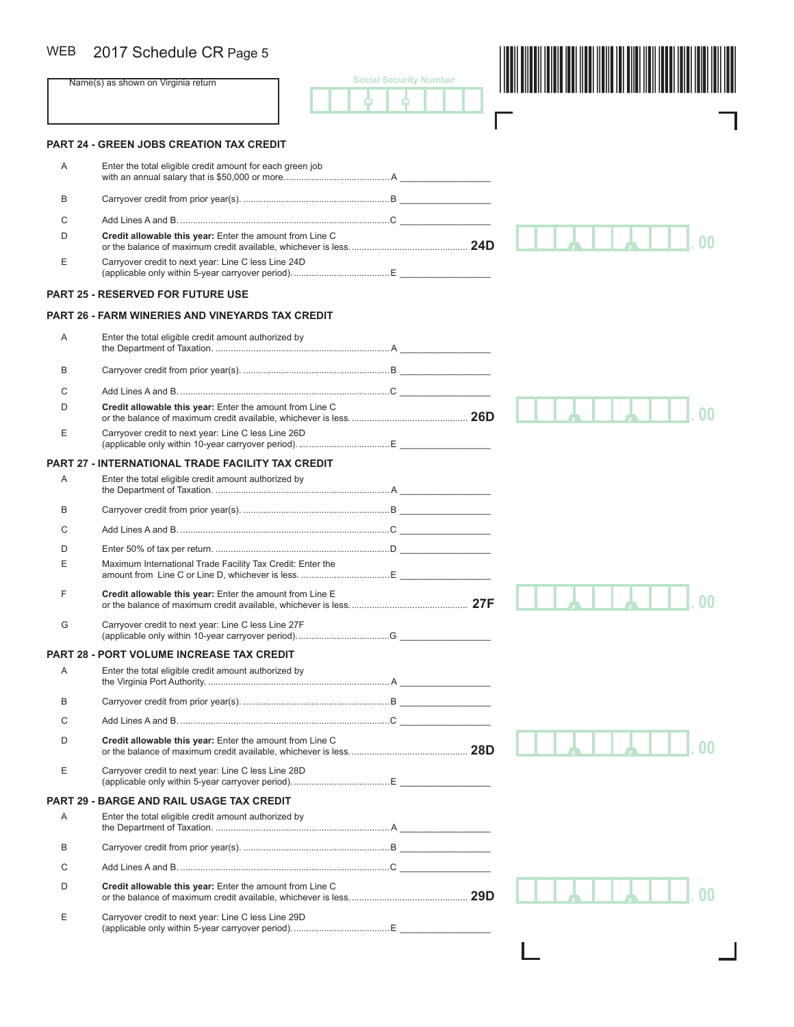WEB 2017 Schedule CR Page 5

Name(s) as shown on Virginia return

Social Security Number

## PART 24 - GREEN JOBS CREATION TAX CREDIT

| | | | |
|---|---|---|---|
| A | Enter the total eligible credit amount for each green job with an annual salary that is $50,000 or more. | A | |
| B | Carryover credit from prior year(s). | B | |
| C | Add Lines A and B. | C | |
| D | **Credit allowable this year:** Enter the amount from Line C or the balance of maximum credit available, whichever is less. | **24D** | .00 |
| E | Carryover credit to next year: Line C less Line 24D (applicable only within 5-year carryover period). | E | |

## PART 25 - RESERVED FOR FUTURE USE

## PART 26 - FARM WINERIES AND VINEYARDS TAX CREDIT

| | | | |
|---|---|---|---|
| A | Enter the total eligible credit amount authorized by the Department of Taxation. | A | |
| B | Carryover credit from prior year(s). | B | |
| C | Add Lines A and B. | C | |
| D | **Credit allowable this year:** Enter the amount from Line C or the balance of maximum credit available, whichever is less. | **26D** | .00 |
| E | Carryover credit to next year: Line C less Line 26D (applicable only within 10-year carryover period). | E | |

## PART 27 - INTERNATIONAL TRADE FACILITY TAX CREDIT

| | | | |
|---|---|---|---|
| A | Enter the total eligible credit amount authorized by the Department of Taxation. | A | |
| B | Carryover credit from prior year(s). | B | |
| C | Add Lines A and B. | C | |
| D | Enter 50% of tax per return. | D | |
| E | Maximum International Trade Facility Tax Credit: Enter the amount from Line C or Line D, whichever is less. | E | |
| F | **Credit allowable this year:** Enter the amount from Line E or the balance of maximum credit available, whichever is less. | **27F** | .00 |
| G | Carryover credit to next year: Line C less Line 27F (applicable only within 10-year carryover period). | G | |

## PART 28 - PORT VOLUME INCREASE TAX CREDIT

| | | | |
|---|---|---|---|
| A | Enter the total eligible credit amount authorized by the Virginia Port Authority. | A | |
| B | Carryover credit from prior year(s). | B | |
| C | Add Lines A and B. | C | |
| D | **Credit allowable this year:** Enter the amount from Line C or the balance of maximum credit available, whichever is less. | **28D** | .00 |
| E | Carryover credit to next year: Line C less Line 28D (applicable only within 5-year carryover period). | E | |

## PART 29 - BARGE AND RAIL USAGE TAX CREDIT

| | | | |
|---|---|---|---|
| A | Enter the total eligible credit amount authorized by the Department of Taxation. | A | |
| B | Carryover credit from prior year(s). | B | |
| C | Add Lines A and B. | C | |
| D | **Credit allowable this year:** Enter the amount from Line C or the balance of maximum credit available, whichever is less. | **29D** | .00 |
| E | Carryover credit to next year: Line C less Line 29D (applicable only within 5-year carryover period). | E | |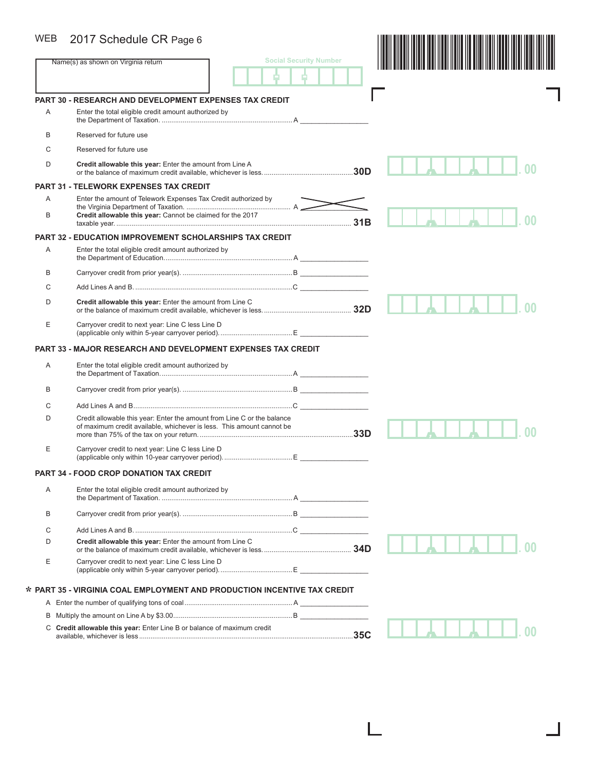WEB 2017 Schedule CR Page 6

Name(s) as shown on Virginia return

Social Security Number

## PART 30 - RESEARCH AND DEVELOPMENT EXPENSES TAX CREDIT

A Enter the total eligible credit amount authorized by the Department of Taxation. .................................................................... A _________________

B Reserved for future use

C Reserved for future use

D **Credit allowable this year:** Enter the amount from Line A or the balance of maximum credit available, whichever is less. ............................................... **30D** .00

## PART 31 - TELEWORK EXPENSES TAX CREDIT

A Enter the amount of Telework Expenses Tax Credit authorized by the Virginia Department of Taxation. ....................................................... A

B **Credit allowable this year:** Cannot be claimed for the 2017 taxable year. ............................................................................................................ **31B** .00

## PART 32 - EDUCATION IMPROVEMENT SCHOLARSHIPS TAX CREDIT

A Enter the total eligible credit amount authorized by the Department of Education. .................................................................. A _________________

B Carryover credit from prior year(s). ......................................................... B _________________

C Add Lines A and B. .................................................................................. C _________________

D **Credit allowable this year:** Enter the amount from Line C or the balance of maximum credit available, whichever is less. ............................................. **32D** .00

E Carryover credit to next year: Line C less Line D (applicable only within 5-year carryover period). ...................................... E _________________

## PART 33 - MAJOR RESEARCH AND DEVELOPMENT EXPENSES TAX CREDIT

A Enter the total eligible credit amount authorized by the Department of Taxation. .................................................................... A _________________

B Carryover credit from prior year(s). ......................................................... B _________________

C Add Lines A and B .................................................................................. C _________________

D Credit allowable this year: Enter the amount from Line C or the balance of maximum credit available, whichever is less. This amount cannot be more than 75% of the tax on your return. ................................................................................. **33D** .00

E Carryover credit to next year: Line C less Line D (applicable only within 10-year carryover period). .................................... E _________________

## PART 34 - FOOD CROP DONATION TAX CREDIT

A Enter the total eligible credit amount authorized by the Department of Taxation. .................................................................... A _________________

B Carryover credit from prior year(s). ......................................................... B _________________

C Add Lines A and B. .................................................................................. C _________________

D **Credit allowable this year:** Enter the amount from Line C or the balance of maximum credit available, whichever is less. ............................................. **34D** .00

E Carryover credit to next year: Line C less Line D (applicable only within 5-year carryover period). ...................................... E _________________

## * PART 35 - VIRGINIA COAL EMPLOYMENT AND PRODUCTION INCENTIVE TAX CREDIT

A Enter the number of qualifying tons of coal ........................................................ A _________________

B Multiply the amount on Line A by $3.00............................................................... B _________________

C **Credit allowable this year:** Enter Line B or balance of maximum credit available, whichever is less ................................................................................................................ **35C** .00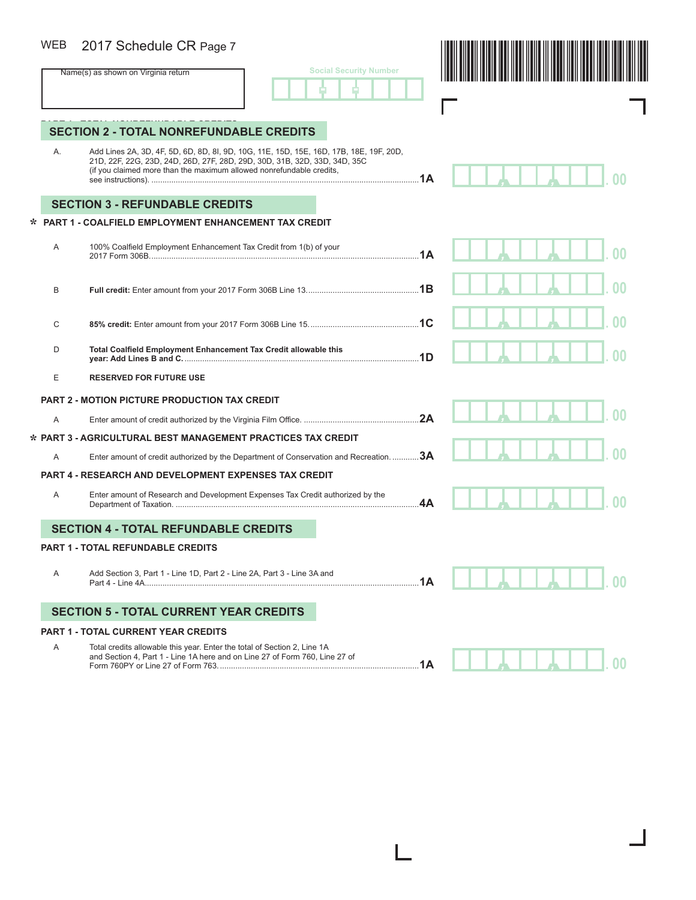2017 Schedule CR Page 7

Name(s) as shown on Virginia return

Social Security Number

## SECTION 2 - TOTAL NONREFUNDABLE CREDITS

A. Add Lines 2A, 3D, 4F, 5D, 6D, 8D, 8I, 9D, 10G, 11E, 15D, 15E, 16D, 17B, 18E, 19F, 20D, 21D, 22F, 22G, 23D, 24D, 26D, 27F, 28D, 29D, 30D, 31B, 32D, 33D, 34D, 35C (if you claimed more than the maximum allowed nonrefundable credits, see instructions). ....... **1A** .00

## SECTION 3 - REFUNDABLE CREDITS

### * PART 1 - COALFIELD EMPLOYMENT ENHANCEMENT TAX CREDIT

A 100% Coalfield Employment Enhancement Tax Credit from 1(b) of your 2017 Form 306B. ....... **1A** .00

B **Full credit:** Enter amount from your 2017 Form 306B Line 13. ....... **1B** .00

C **85% credit:** Enter amount from your 2017 Form 306B Line 15. ....... **1C** .00

D **Total Coalfield Employment Enhancement Tax Credit allowable this year: Add Lines B and C.** ....... **1D** .00

E **RESERVED FOR FUTURE USE**

### PART 2 - MOTION PICTURE PRODUCTION TAX CREDIT

A Enter amount of credit authorized by the Virginia Film Office. ....... **2A** .00

### * PART 3 - AGRICULTURAL BEST MANAGEMENT PRACTICES TAX CREDIT

A Enter amount of credit authorized by the Department of Conservation and Recreation. ....... **3A** .00

### PART 4 - RESEARCH AND DEVELOPMENT EXPENSES TAX CREDIT

A Enter amount of Research and Development Expenses Tax Credit authorized by the Department of Taxation. ....... **4A** .00

## SECTION 4 - TOTAL REFUNDABLE CREDITS

### PART 1 - TOTAL REFUNDABLE CREDITS

A Add Section 3, Part 1 - Line 1D, Part 2 - Line 2A, Part 3 - Line 3A and Part 4 - Line 4A. ....... **1A** .00

## SECTION 5 - TOTAL CURRENT YEAR CREDITS

### PART 1 - TOTAL CURRENT YEAR CREDITS

A Total credits allowable this year. Enter the total of Section 2, Line 1A and Section 4, Part 1 - Line 1A here and on Line 27 of Form 760, Line 27 of Form 760PY or Line 27 of Form 763. ....... **1A** .00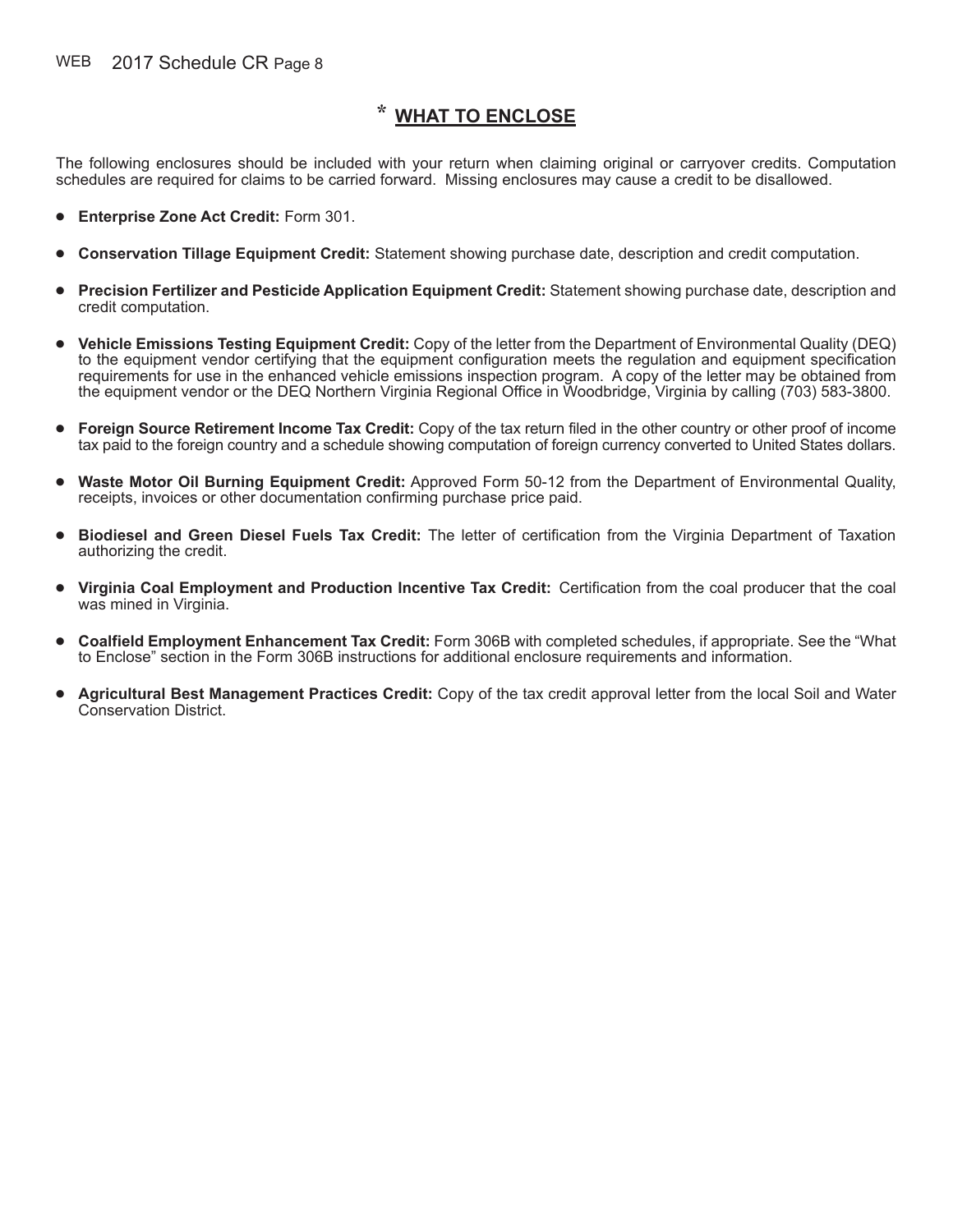## * WHAT TO ENCLOSE

The following enclosures should be included with your return when claiming original or carryover credits. Computation schedules are required for claims to be carried forward. Missing enclosures may cause a credit to be disallowed.

- **Enterprise Zone Act Credit:** Form 301.
- **Conservation Tillage Equipment Credit:** Statement showing purchase date, description and credit computation.
- **Precision Fertilizer and Pesticide Application Equipment Credit:** Statement showing purchase date, description and credit computation.
- **Vehicle Emissions Testing Equipment Credit:** Copy of the letter from the Department of Environmental Quality (DEQ) to the equipment vendor certifying that the equipment configuration meets the regulation and equipment specification requirements for use in the enhanced vehicle emissions inspection program. A copy of the letter may be obtained from the equipment vendor or the DEQ Northern Virginia Regional Office in Woodbridge, Virginia by calling (703) 583-3800.
- **Foreign Source Retirement Income Tax Credit:** Copy of the tax return filed in the other country or other proof of income tax paid to the foreign country and a schedule showing computation of foreign currency converted to United States dollars.
- **Waste Motor Oil Burning Equipment Credit:** Approved Form 50-12 from the Department of Environmental Quality, receipts, invoices or other documentation confirming purchase price paid.
- **Biodiesel and Green Diesel Fuels Tax Credit:** The letter of certification from the Virginia Department of Taxation authorizing the credit.
- **Virginia Coal Employment and Production Incentive Tax Credit:** Certification from the coal producer that the coal was mined in Virginia.
- **Coalfield Employment Enhancement Tax Credit:** Form 306B with completed schedules, if appropriate. See the "What to Enclose" section in the Form 306B instructions for additional enclosure requirements and information.
- **Agricultural Best Management Practices Credit:** Copy of the tax credit approval letter from the local Soil and Water Conservation District.